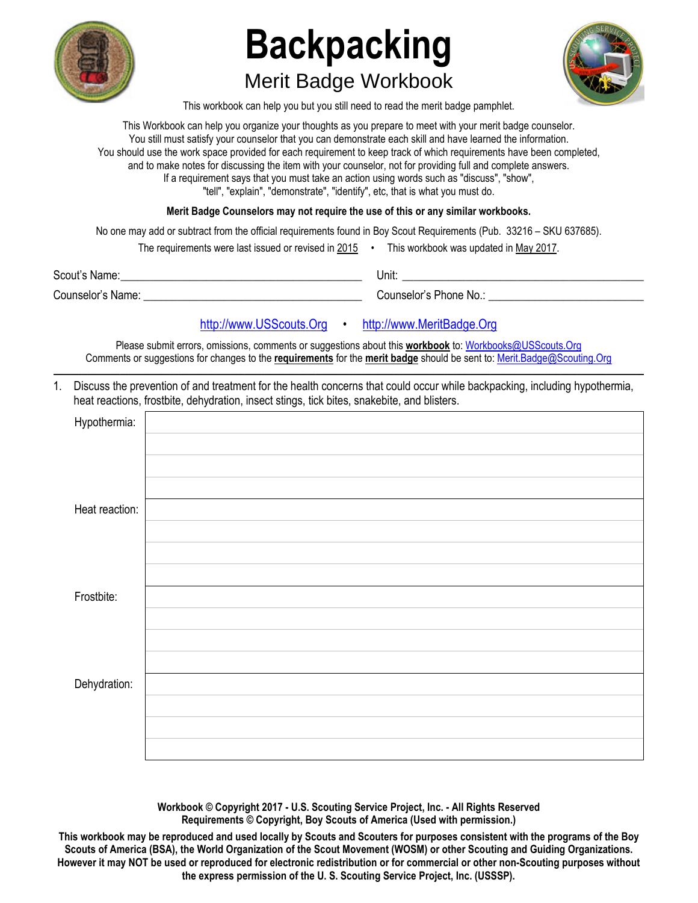# Backpacking

## Merit Badge Workbook

This workbook can help you but you still need to read the merit badge pamphlet.

This Workbook can help you organize your thoughts as you prepare to meet with your merit badge counselor.
You still must satisfy your counselor that you can demonstrate each skill and have learned the information.
You should use the work space provided for each requirement to keep track of which requirements have been completed, and to make notes for discussing the item with your counselor, not for providing full and complete answers.
If a requirement says that you must take an action using words such as "discuss", "show", "tell", "explain", "demonstrate", "identify", etc, that is what you must do.

**Merit Badge Counselors may not require the use of this or any similar workbooks.**

No one may add or subtract from the official requirements found in Boy Scout Requirements (Pub. 33216 – SKU 637685).

The requirements were last issued or revised in 2015 • This workbook was updated in May 2017.

Scout's Name: ________________________ Unit: ________________________

Counselor's Name: ________________________ Counselor's Phone No.: ________________________

http://www.USScouts.Org • http://www.MeritBadge.Org

Please submit errors, omissions, comments or suggestions about this **workbook** to: Workbooks@USScouts.Org
Comments or suggestions for changes to the **requirements** for the **merit badge** should be sent to: Merit.Badge@Scouting.Org

---

1. Discuss the prevention of and treatment for the health concerns that could occur while backpacking, including hypothermia, heat reactions, frostbite, dehydration, insect stings, tick bites, snakebite, and blisters.

| | |
|---|---|
| Hypothermia: | |
| Heat reaction: | |
| Frostbite: | |
| Dehydration: | |

**Workbook © Copyright 2017 - U.S. Scouting Service Project, Inc. - All Rights Reserved**
**Requirements © Copyright, Boy Scouts of America (Used with permission.)**

**This workbook may be reproduced and used locally by Scouts and Scouters for purposes consistent with the programs of the Boy Scouts of America (BSA), the World Organization of the Scout Movement (WOSM) or other Scouting and Guiding Organizations. However it may NOT be used or reproduced for electronic redistribution or for commercial or other non-Scouting purposes without the express permission of the U. S. Scouting Service Project, Inc. (USSSP).**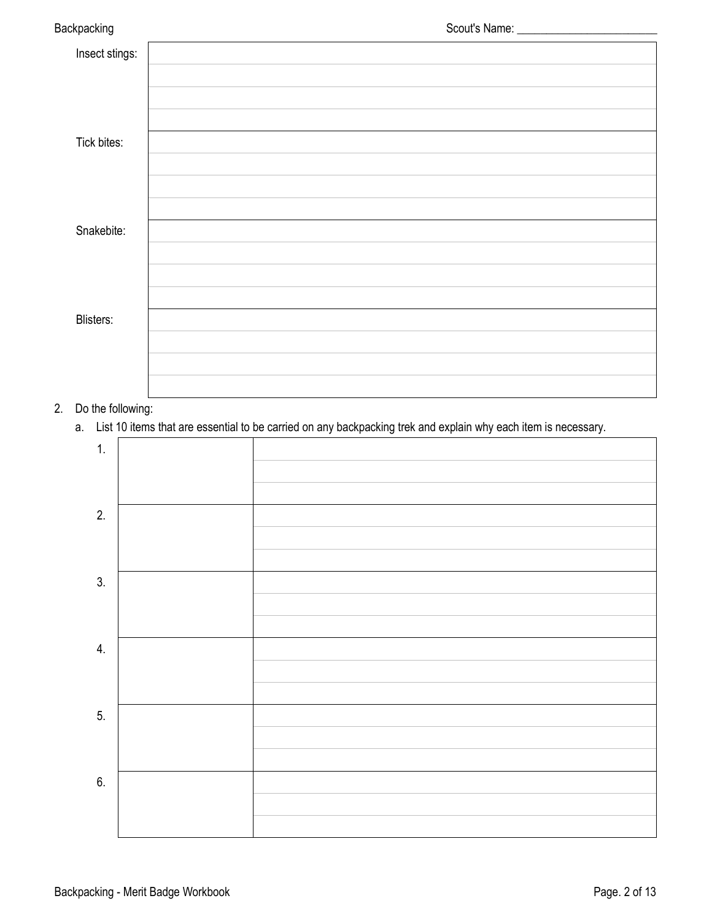| | |
|---|---|
| Insect stings: | |
| Tick bites: | |
| Snakebite: | |
| Blisters: | |

2. Do the following:

   a. List 10 items that are essential to be carried on any backpacking trek and explain why each item is necessary.

| | | |
|---|---|---|
| 1. | | |
| 2. | | |
| 3. | | |
| 4. | | |
| 5. | | |
| 6. | | |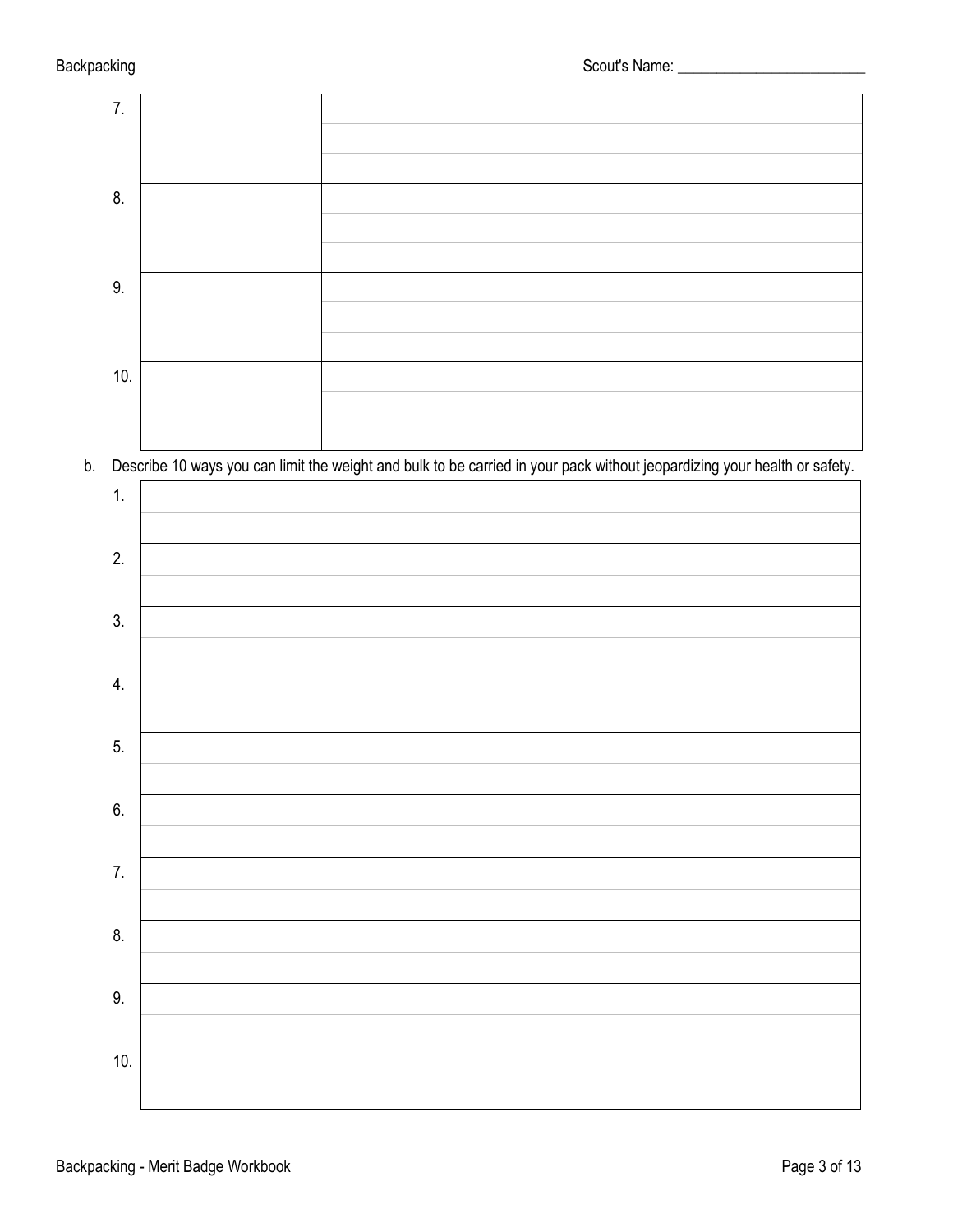| | | |
|---|---|---|
| 7. | | |
| 8. | | |
| 9. | | |
| 10. | | |

b. Describe 10 ways you can limit the weight and bulk to be carried in your pack without jeopardizing your health or safety.

| | |
|---|---|
| 1. | |
| 2. | |
| 3. | |
| 4. | |
| 5. | |
| 6. | |
| 7. | |
| 8. | |
| 9. | |
| 10. | |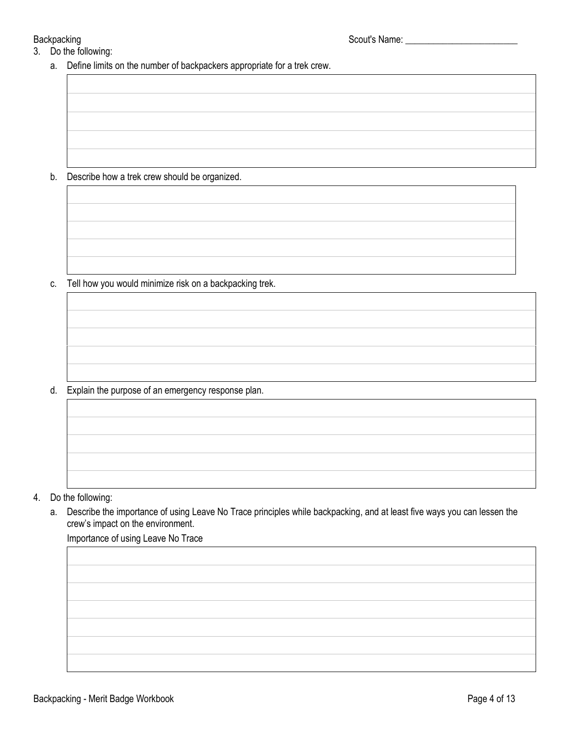3. Do the following:
   a. Define limits on the number of backpackers appropriate for a trek crew.

   b. Describe how a trek crew should be organized.

   c. Tell how you would minimize risk on a backpacking trek.

   d. Explain the purpose of an emergency response plan.

4. Do the following:
   a. Describe the importance of using Leave No Trace principles while backpacking, and at least five ways you can lessen the crew's impact on the environment.

   Importance of using Leave No Trace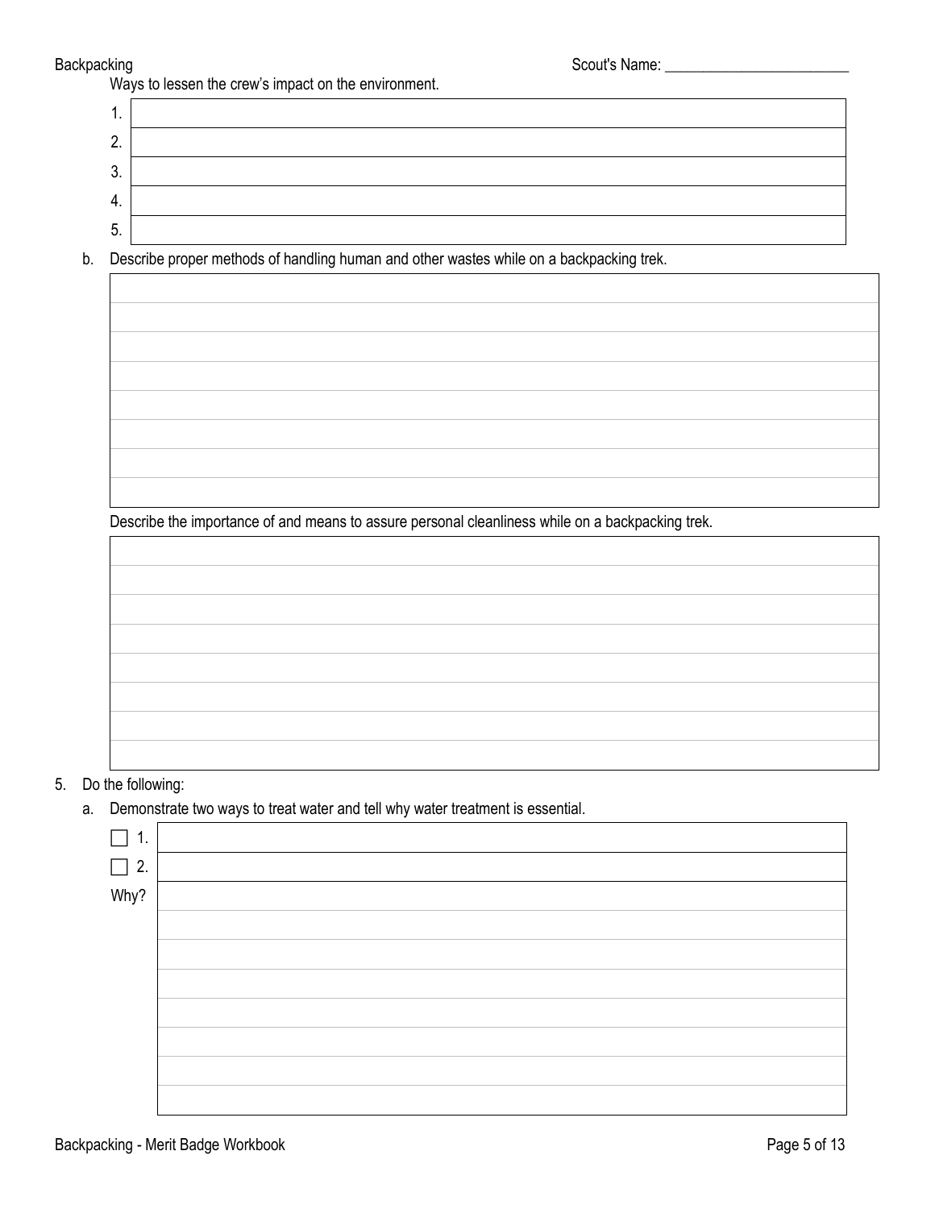Ways to lessen the crew's impact on the environment.

| | |
|---|---|
| 1. | |
| 2. | |
| 3. | |
| 4. | |
| 5. | |

b. Describe proper methods of handling human and other wastes while on a backpacking trek.

Describe the importance of and means to assure personal cleanliness while on a backpacking trek.

5. Do the following:

a. Demonstrate two ways to treat water and tell why water treatment is essential.

☐ 1.

☐ 2.

Why?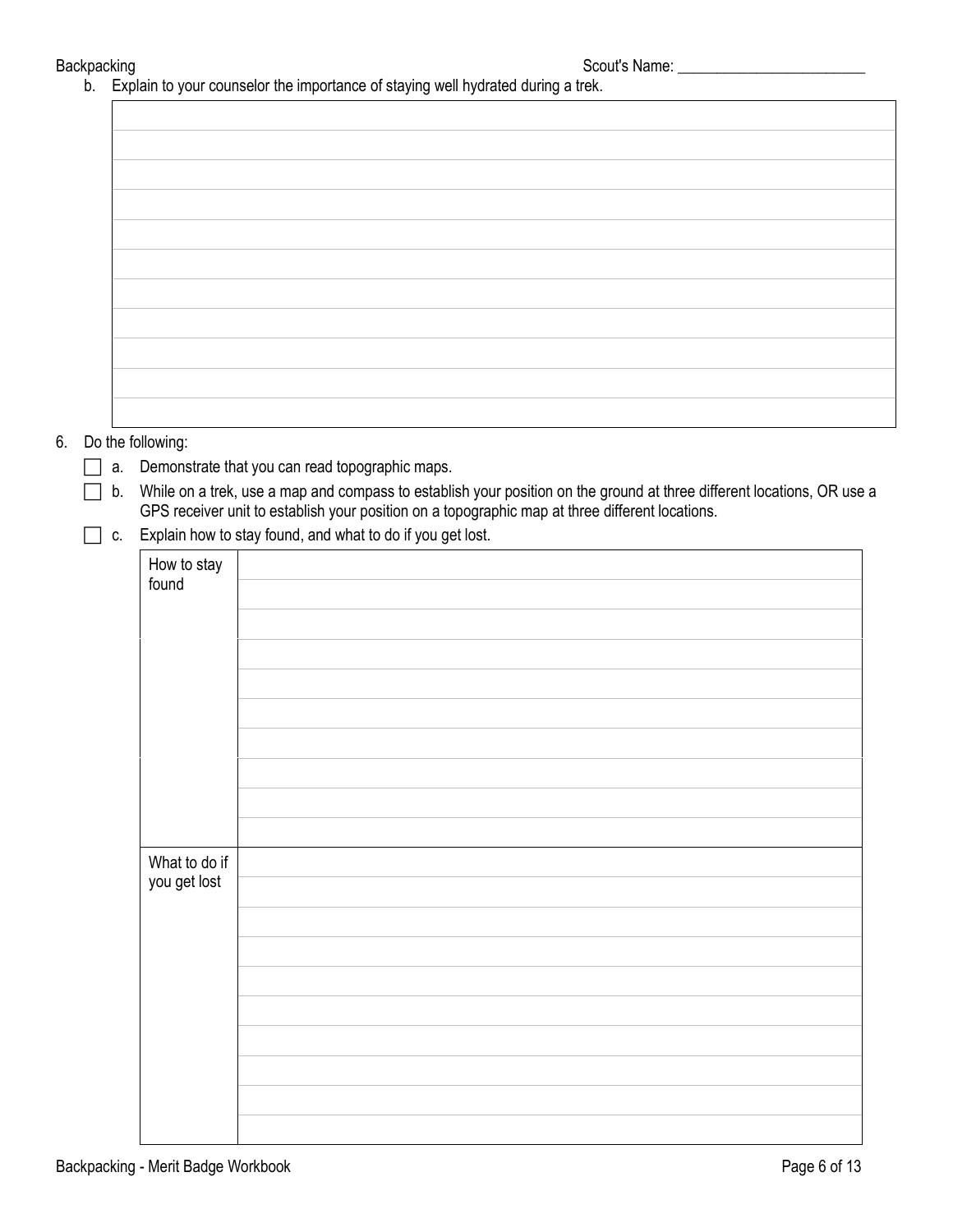b. Explain to your counselor the importance of staying well hydrated during a trek.

6. Do the following:
   - [ ] a. Demonstrate that you can read topographic maps.
   - [ ] b. While on a trek, use a map and compass to establish your position on the ground at three different locations, OR use a GPS receiver unit to establish your position on a topographic map at three different locations.
   - [ ] c. Explain how to stay found, and what to do if you get lost.

| | |
|---|---|
| How to stay found | |
| What to do if you get lost | |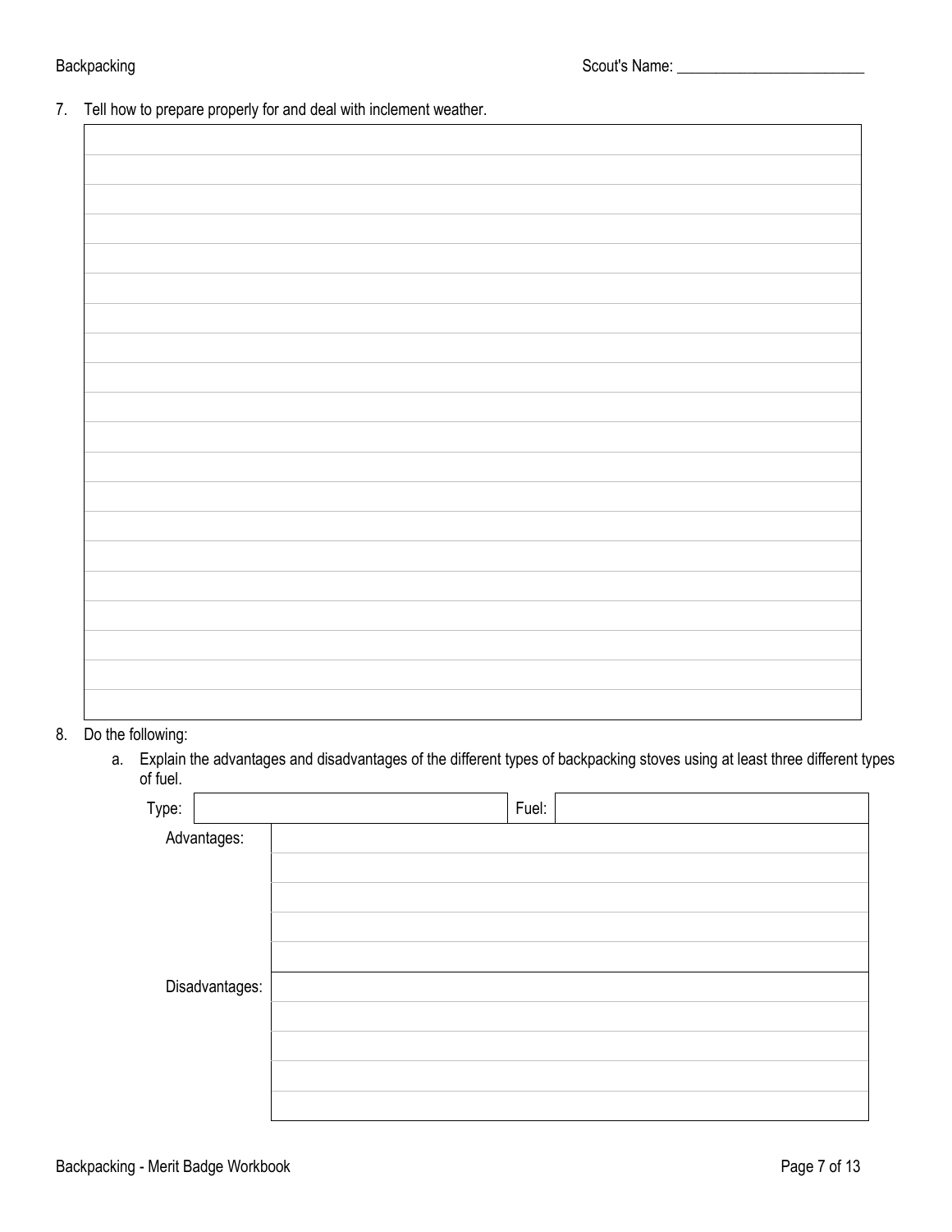7. Tell how to prepare properly for and deal with inclement weather.

8. Do the following:

   a. Explain the advantages and disadvantages of the different types of backpacking stoves using at least three different types of fuel.

| Type: | | Fuel: | |
|---|---|---|---|
| Advantages: | | | |
| | | | |
| | | | |
| | | | |
| | | | |
| Disadvantages: | | | |
| | | | |
| | | | |
| | | | |
| | | | |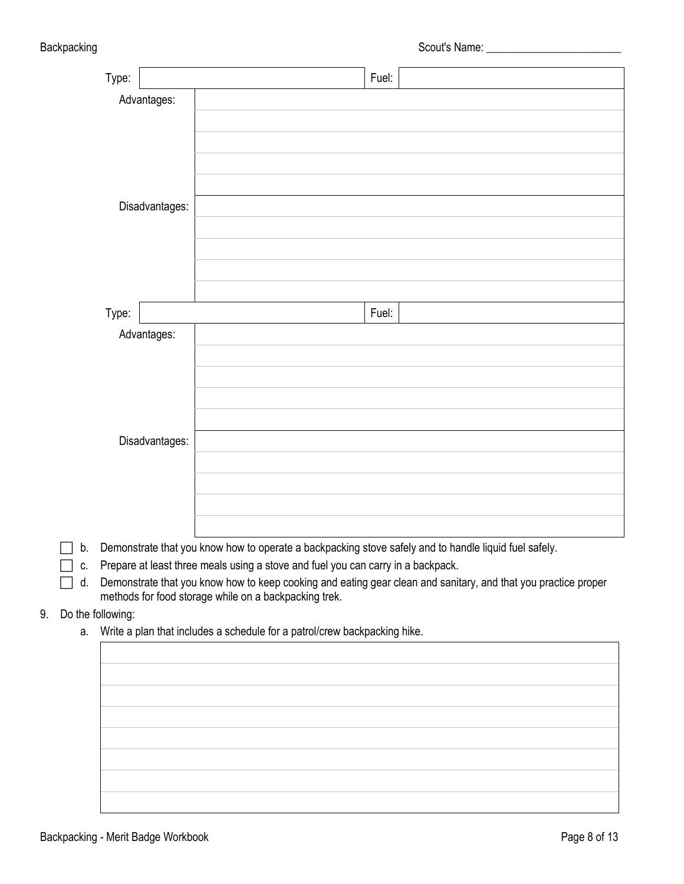Scout's Name: ________________________

| Type: | | Fuel: | |
|---|---|---|---|
| Advantages: | | | |
| | | | |
| | | | |
| | | | |
| | | | |
| Disadvantages: | | | |
| | | | |
| | | | |
| | | | |
| | | | |

| Type: | | Fuel: | |
|---|---|---|---|
| Advantages: | | | |
| | | | |
| | | | |
| | | | |
| | | | |
| Disadvantages: | | | |
| | | | |
| | | | |
| | | | |
| | | | |

- [ ] b. Demonstrate that you know how to operate a backpacking stove safely and to handle liquid fuel safely.
- [ ] c. Prepare at least three meals using a stove and fuel you can carry in a backpack.
- [ ] d. Demonstrate that you know how to keep cooking and eating gear clean and sanitary, and that you practice proper methods for food storage while on a backpacking trek.

9. Do the following:

   a. Write a plan that includes a schedule for a patrol/crew backpacking hike.

| |
|---|
| |
| |
| |
| |
| |
| |
| |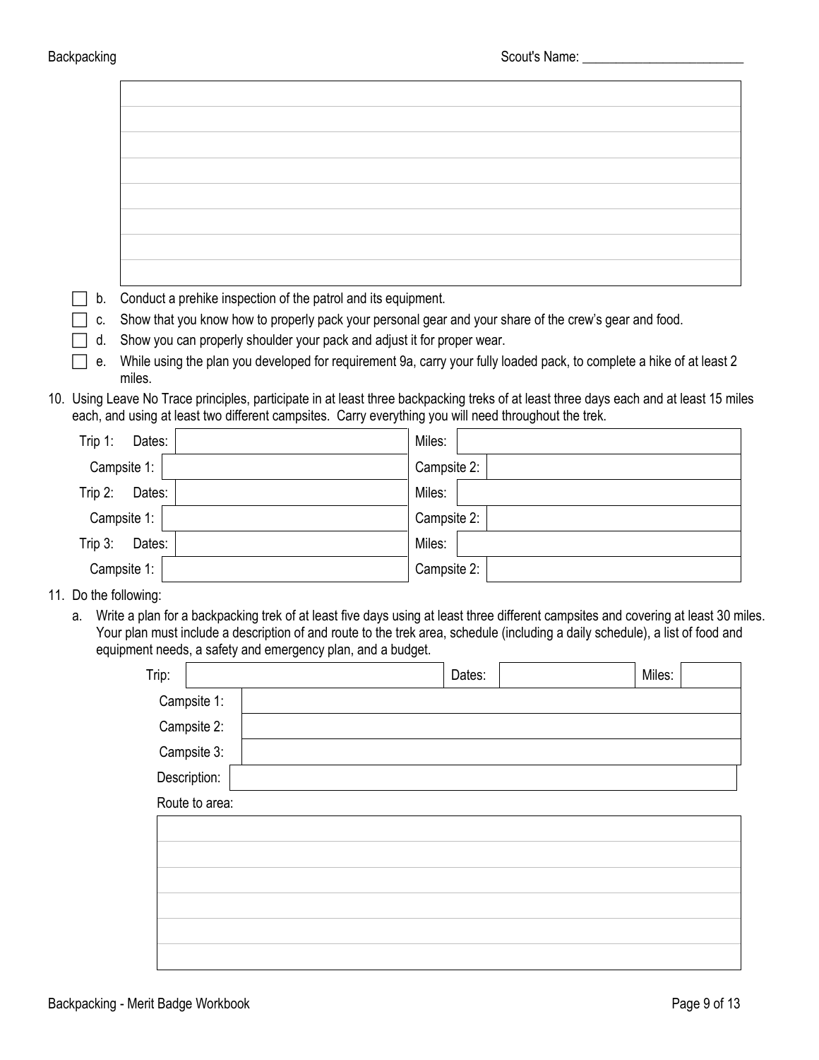| |
|---|
| |
| |
| |
| |
| |
| |
| |

- [ ] b. Conduct a prehike inspection of the patrol and its equipment.
- [ ] c. Show that you know how to properly pack your personal gear and your share of the crew's gear and food.
- [ ] d. Show you can properly shoulder your pack and adjust it for proper wear.
- [ ] e. While using the plan you developed for requirement 9a, carry your fully loaded pack, to complete a hike of at least 2 miles.

10. Using Leave No Trace principles, participate in at least three backpacking treks of at least three days each and at least 15 miles each, and using at least two different campsites. Carry everything you will need throughout the trek.

| | | | |
|---|---|---|---|
| Trip 1: Dates: | | Miles: | |
| Campsite 1: | | Campsite 2: | |
| Trip 2: Dates: | | Miles: | |
| Campsite 1: | | Campsite 2: | |
| Trip 3: Dates: | | Miles: | |
| Campsite 1: | | Campsite 2: | |

11. Do the following:
    a. Write a plan for a backpacking trek of at least five days using at least three different campsites and covering at least 30 miles. Your plan must include a description of and route to the trek area, schedule (including a daily schedule), a list of food and equipment needs, a safety and emergency plan, and a budget.

| | | | | | |
|---|---|---|---|---|---|
| Trip: | | Dates: | | Miles: | |
| Campsite 1: | | | | | |
| Campsite 2: | | | | | |
| Campsite 3: | | | | | |
| Description: | | | | | |

Route to area:

| |
|---|
| |
| |
| |
| |
| |
| |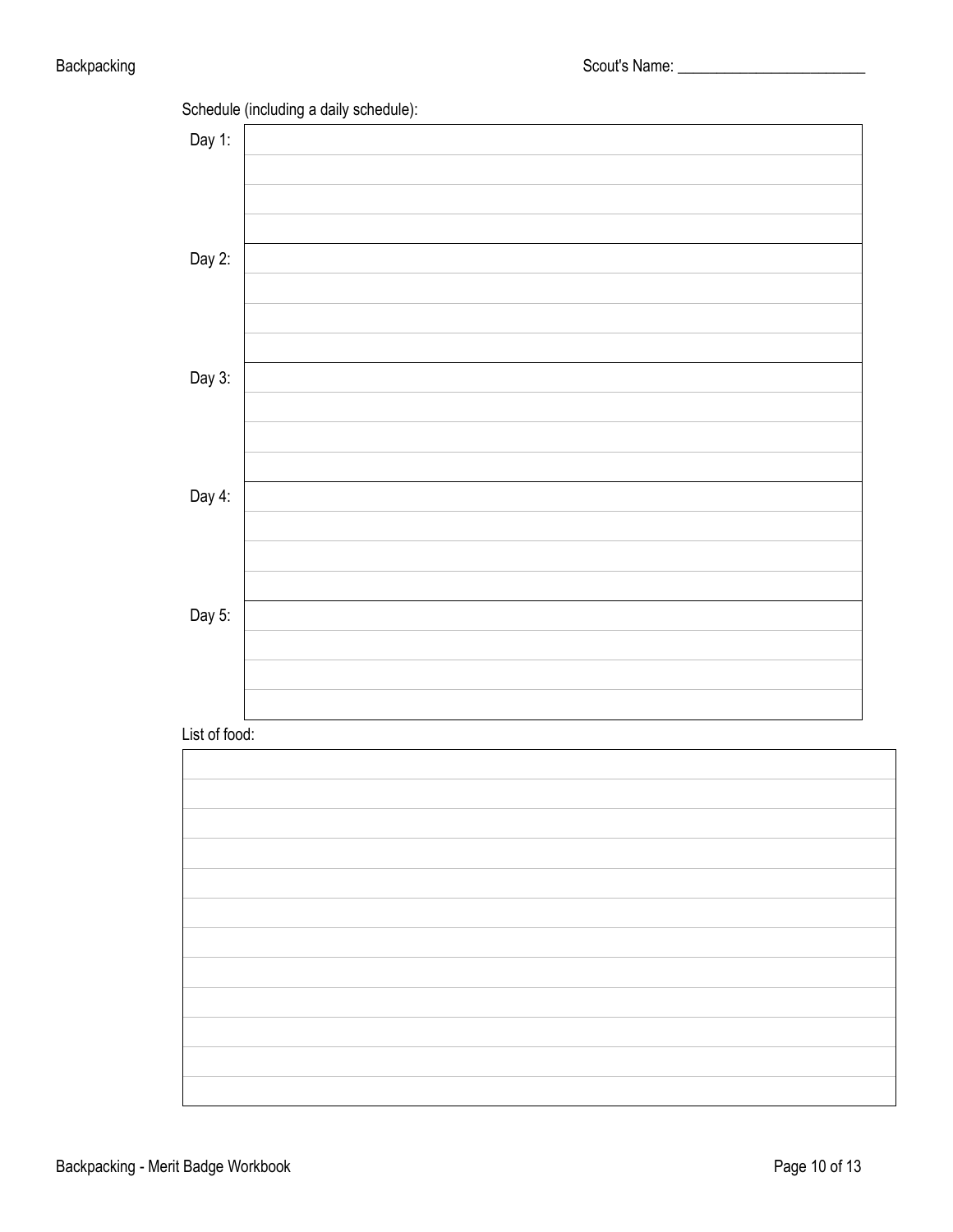Scout's Name: ________________________

Schedule (including a daily schedule):

| | |
|---|---|
| Day 1: | |
| | |
| | |
| | |
| Day 2: | |
| | |
| | |
| | |
| Day 3: | |
| | |
| | |
| | |
| Day 4: | |
| | |
| | |
| | |
| Day 5: | |
| | |
| | |
| | |

List of food:

| |
|---|
| |
| |
| |
| |
| |
| |
| |
| |
| |
| |
| |
| |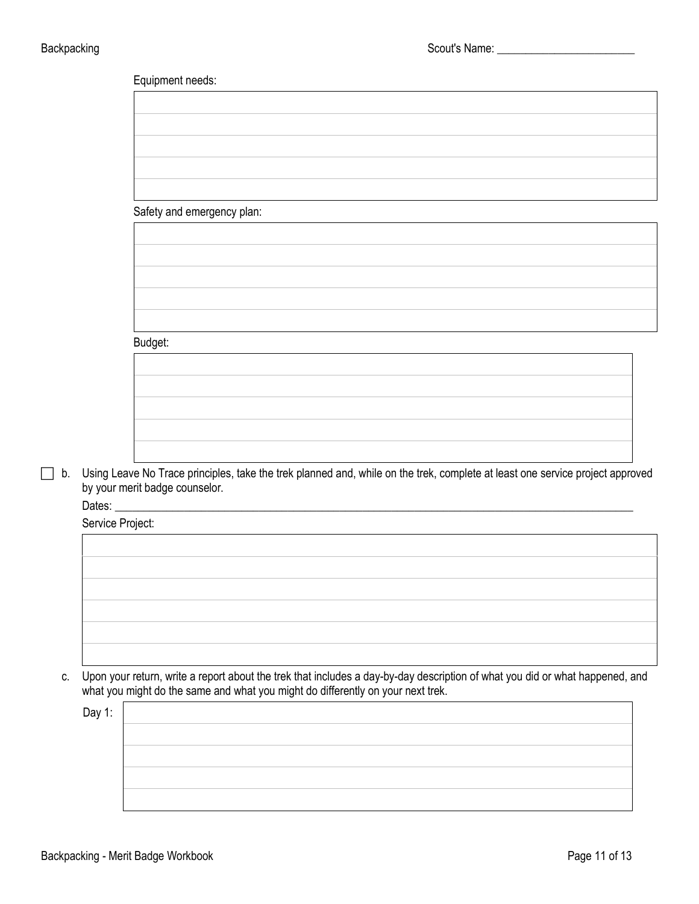Equipment needs:

Safety and emergency plan:

Budget:

- [ ] b. Using Leave No Trace principles, take the trek planned and, while on the trek, complete at least one service project approved by your merit badge counselor.

  Dates: ______________________________

  Service Project:

c. Upon your return, write a report about the trek that includes a day-by-day description of what you did or what happened, and what you might do the same and what you might do differently on your next trek.

  Day 1: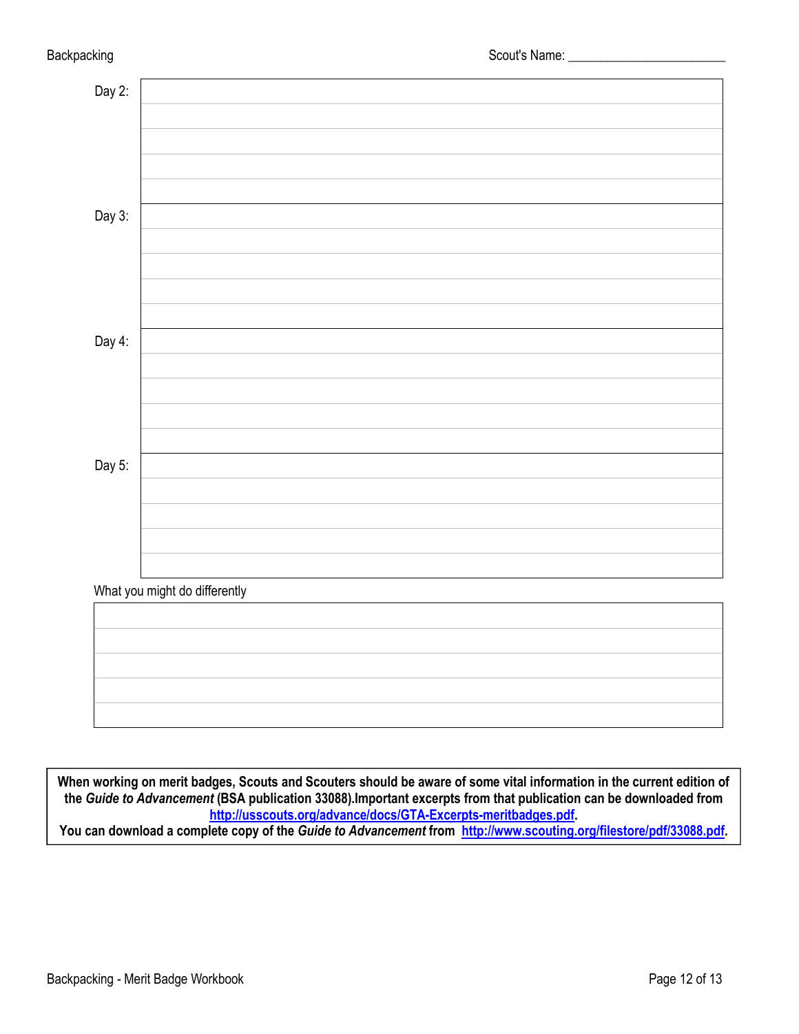Scout's Name: ________________________

Day 2:

| |
|---|
| |
| |
| |
| |

Day 3:

| |
|---|
| |
| |
| |
| |

Day 4:

| |
|---|
| |
| |
| |
| |

Day 5:

| |
|---|
| |
| |
| |
| |

What you might do differently

| |
|---|
| |
| |
| |
| |

**When working on merit badges, Scouts and Scouters should be aware of some vital information in the current edition of the *Guide to Advancement* (BSA publication 33088).Important excerpts from that publication can be downloaded from [http://usscouts.org/advance/docs/GTA-Excerpts-meritbadges.pdf](http://usscouts.org/advance/docs/GTA-Excerpts-meritbadges.pdf).**
**You can download a complete copy of the *Guide to Advancement* from [http://www.scouting.org/filestore/pdf/33088.pdf](http://www.scouting.org/filestore/pdf/33088.pdf).**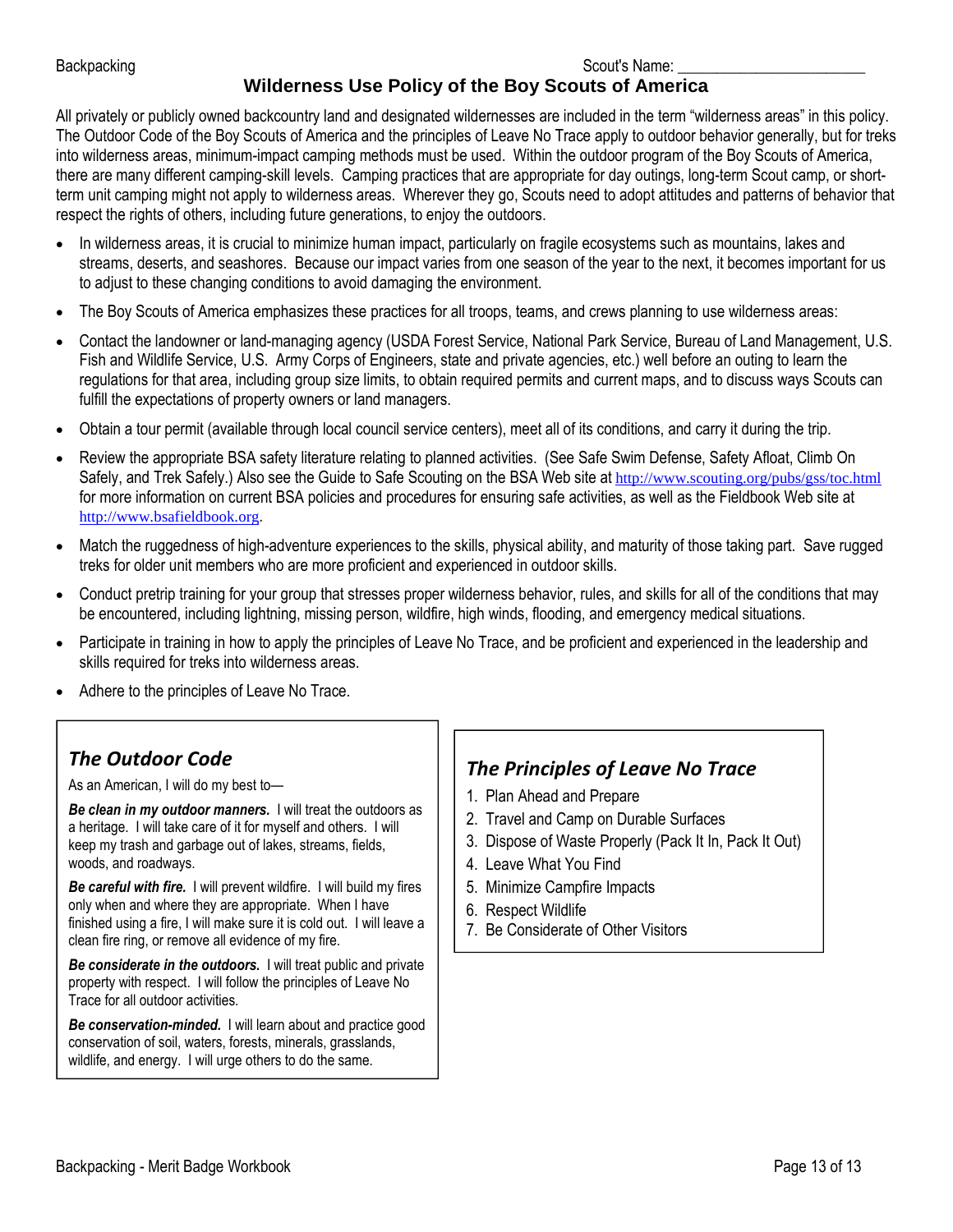# Wilderness Use Policy of the Boy Scouts of America

All privately or publicly owned backcountry land and designated wildernesses are included in the term "wilderness areas" in this policy. The Outdoor Code of the Boy Scouts of America and the principles of Leave No Trace apply to outdoor behavior generally, but for treks into wilderness areas, minimum-impact camping methods must be used. Within the outdoor program of the Boy Scouts of America, there are many different camping-skill levels. Camping practices that are appropriate for day outings, long-term Scout camp, or short-term unit camping might not apply to wilderness areas. Wherever they go, Scouts need to adopt attitudes and patterns of behavior that respect the rights of others, including future generations, to enjoy the outdoors.

- In wilderness areas, it is crucial to minimize human impact, particularly on fragile ecosystems such as mountains, lakes and streams, deserts, and seashores. Because our impact varies from one season of the year to the next, it becomes important for us to adjust to these changing conditions to avoid damaging the environment.
- The Boy Scouts of America emphasizes these practices for all troops, teams, and crews planning to use wilderness areas:
- Contact the landowner or land-managing agency (USDA Forest Service, National Park Service, Bureau of Land Management, U.S. Fish and Wildlife Service, U.S. Army Corps of Engineers, state and private agencies, etc.) well before an outing to learn the regulations for that area, including group size limits, to obtain required permits and current maps, and to discuss ways Scouts can fulfill the expectations of property owners or land managers.
- Obtain a tour permit (available through local council service centers), meet all of its conditions, and carry it during the trip.
- Review the appropriate BSA safety literature relating to planned activities. (See Safe Swim Defense, Safety Afloat, Climb On Safely, and Trek Safely.) Also see the Guide to Safe Scouting on the BSA Web site at http://www.scouting.org/pubs/gss/toc.html for more information on current BSA policies and procedures for ensuring safe activities, as well as the Fieldbook Web site at http://www.bsafieldbook.org.
- Match the ruggedness of high-adventure experiences to the skills, physical ability, and maturity of those taking part. Save rugged treks for older unit members who are more proficient and experienced in outdoor skills.
- Conduct pretrip training for your group that stresses proper wilderness behavior, rules, and skills for all of the conditions that may be encountered, including lightning, missing person, wildfire, high winds, flooding, and emergency medical situations.
- Participate in training in how to apply the principles of Leave No Trace, and be proficient and experienced in the leadership and skills required for treks into wilderness areas.
- Adhere to the principles of Leave No Trace.

## *The Outdoor Code*

As an American, I will do my best to—

***Be clean in my outdoor manners.*** I will treat the outdoors as a heritage. I will take care of it for myself and others. I will keep my trash and garbage out of lakes, streams, fields, woods, and roadways.

***Be careful with fire.*** I will prevent wildfire. I will build my fires only when and where they are appropriate. When I have finished using a fire, I will make sure it is cold out. I will leave a clean fire ring, or remove all evidence of my fire.

***Be considerate in the outdoors.*** I will treat public and private property with respect. I will follow the principles of Leave No Trace for all outdoor activities.

***Be conservation-minded.*** I will learn about and practice good conservation of soil, waters, forests, minerals, grasslands, wildlife, and energy. I will urge others to do the same.

## *The Principles of Leave No Trace*

1. Plan Ahead and Prepare
2. Travel and Camp on Durable Surfaces
3. Dispose of Waste Properly (Pack It In, Pack It Out)
4. Leave What You Find
5. Minimize Campfire Impacts
6. Respect Wildlife
7. Be Considerate of Other Visitors